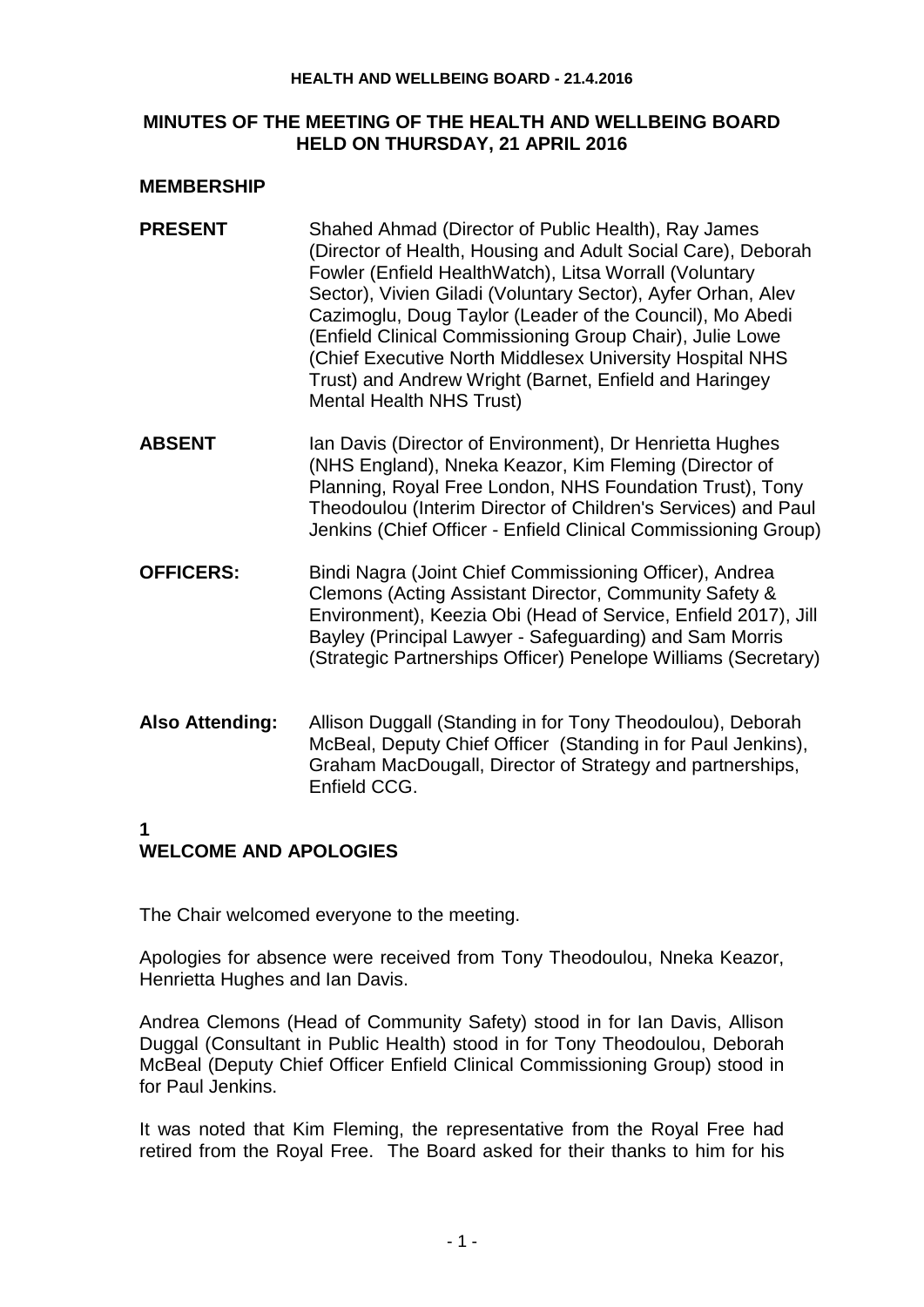# MINUTES OF THE MEETING OF THE HEALTH AND WELLBEING BOARD HELD ON THURSDAY, 21 APRIL 2016

## MEMBERSHIP

**PRESENT** Shahed Ahmad (Director of Public Health), Ray James (Director of Health, Housing and Adult Social Care), Deborah Fowler (Enfield HealthWatch), Litsa Worrall (Voluntary Sector), Vivien Giladi (Voluntary Sector), Ayfer Orhan, Alev Cazimoglu, Doug Taylor (Leader of the Council), Mo Abedi (Enfield Clinical Commissioning Group Chair), Julie Lowe (Chief Executive North Middlesex University Hospital NHS Trust) and Andrew Wright (Barnet, Enfield and Haringey Mental Health NHS Trust)

**ABSENT** Ian Davis (Director of Environment), Dr Henrietta Hughes (NHS England), Nneka Keazor, Kim Fleming (Director of Planning, Royal Free London, NHS Foundation Trust), Tony Theodoulou (Interim Director of Children's Services) and Paul Jenkins (Chief Officer - Enfield Clinical Commissioning Group)

**OFFICERS:** Bindi Nagra (Joint Chief Commissioning Officer), Andrea Clemons (Acting Assistant Director, Community Safety & Environment), Keezia Obi (Head of Service, Enfield 2017), Jill Bayley (Principal Lawyer - Safeguarding) and Sam Morris (Strategic Partnerships Officer) Penelope Williams (Secretary)

**Also Attending:** Allison Duggall (Standing in for Tony Theodoulou), Deborah McBeal, Deputy Chief Officer (Standing in for Paul Jenkins), Graham MacDougall, Director of Strategy and partnerships, Enfield CCG.

## 1 WELCOME AND APOLOGIES

The Chair welcomed everyone to the meeting.

Apologies for absence were received from Tony Theodoulou, Nneka Keazor, Henrietta Hughes and Ian Davis.

Andrea Clemons (Head of Community Safety) stood in for Ian Davis, Allison Duggal (Consultant in Public Health) stood in for Tony Theodoulou, Deborah McBeal (Deputy Chief Officer Enfield Clinical Commissioning Group) stood in for Paul Jenkins.

It was noted that Kim Fleming, the representative from the Royal Free had retired from the Royal Free. The Board asked for their thanks to him for his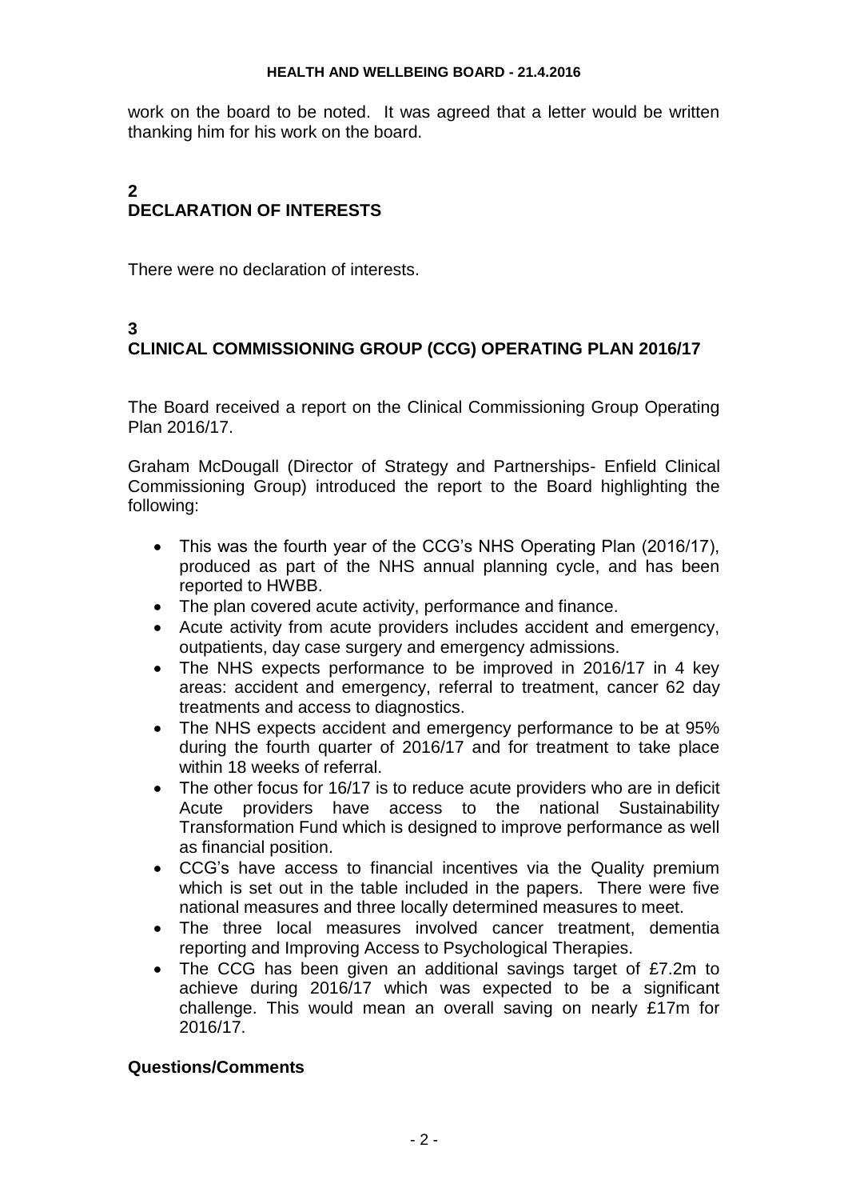work on the board to be noted. It was agreed that a letter would be written thanking him for his work on the board.

## 2
## DECLARATION OF INTERESTS

There were no declaration of interests.

## 3
## CLINICAL COMMISSIONING GROUP (CCG) OPERATING PLAN 2016/17

The Board received a report on the Clinical Commissioning Group Operating Plan 2016/17.

Graham McDougall (Director of Strategy and Partnerships- Enfield Clinical Commissioning Group) introduced the report to the Board highlighting the following:

- This was the fourth year of the CCG's NHS Operating Plan (2016/17), produced as part of the NHS annual planning cycle, and has been reported to HWBB.
- The plan covered acute activity, performance and finance.
- Acute activity from acute providers includes accident and emergency, outpatients, day case surgery and emergency admissions.
- The NHS expects performance to be improved in 2016/17 in 4 key areas: accident and emergency, referral to treatment, cancer 62 day treatments and access to diagnostics.
- The NHS expects accident and emergency performance to be at 95% during the fourth quarter of 2016/17 and for treatment to take place within 18 weeks of referral.
- The other focus for 16/17 is to reduce acute providers who are in deficit Acute providers have access to the national Sustainability Transformation Fund which is designed to improve performance as well as financial position.
- CCG's have access to financial incentives via the Quality premium which is set out in the table included in the papers. There were five national measures and three locally determined measures to meet.
- The three local measures involved cancer treatment, dementia reporting and Improving Access to Psychological Therapies.
- The CCG has been given an additional savings target of £7.2m to achieve during 2016/17 which was expected to be a significant challenge. This would mean an overall saving on nearly £17m for 2016/17.

**Questions/Comments**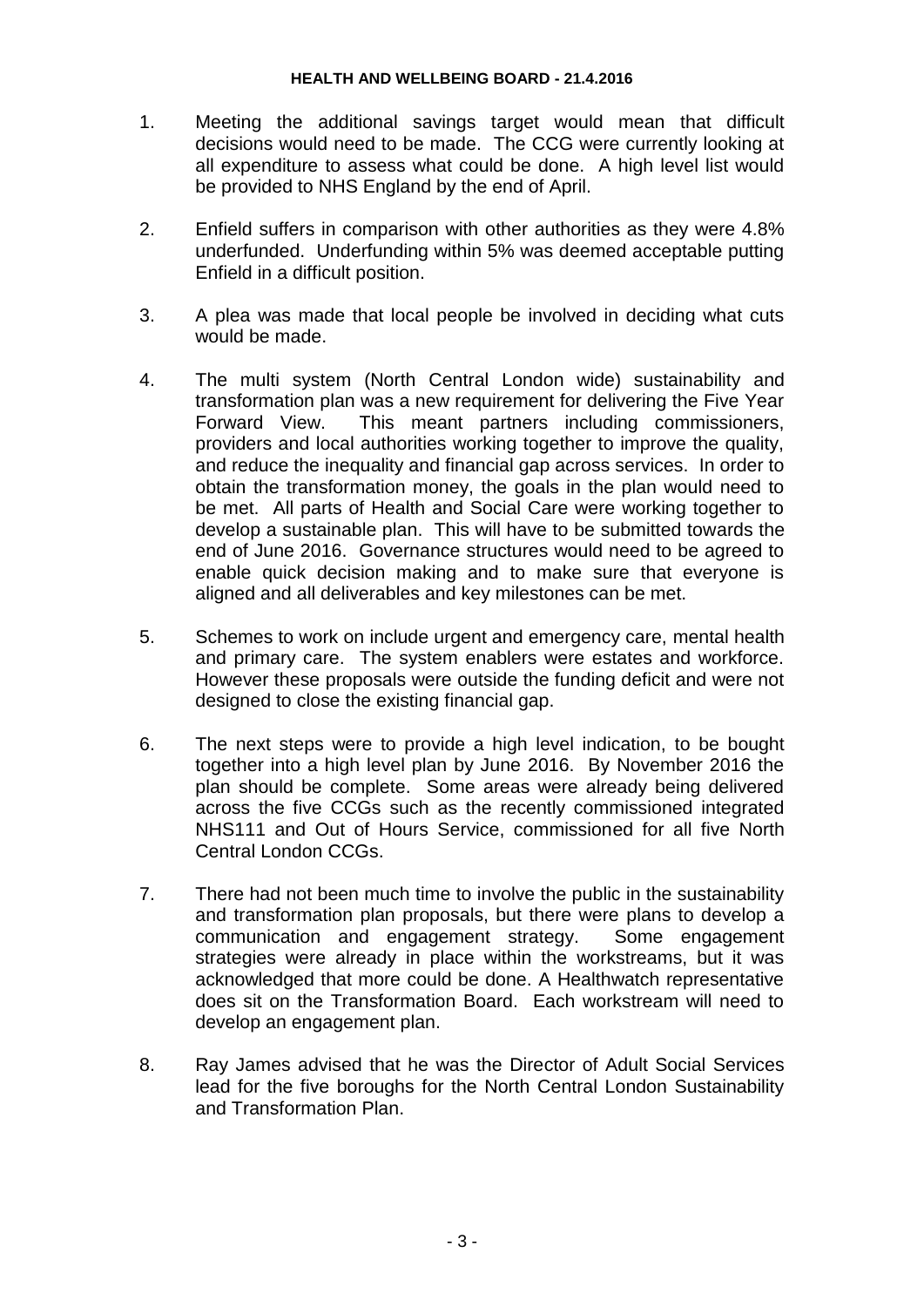1. Meeting the additional savings target would mean that difficult decisions would need to be made. The CCG were currently looking at all expenditure to assess what could be done. A high level list would be provided to NHS England by the end of April.

2. Enfield suffers in comparison with other authorities as they were 4.8% underfunded. Underfunding within 5% was deemed acceptable putting Enfield in a difficult position.

3. A plea was made that local people be involved in deciding what cuts would be made.

4. The multi system (North Central London wide) sustainability and transformation plan was a new requirement for delivering the Five Year Forward View. This meant partners including commissioners, providers and local authorities working together to improve the quality, and reduce the inequality and financial gap across services. In order to obtain the transformation money, the goals in the plan would need to be met. All parts of Health and Social Care were working together to develop a sustainable plan. This will have to be submitted towards the end of June 2016. Governance structures would need to be agreed to enable quick decision making and to make sure that everyone is aligned and all deliverables and key milestones can be met.

5. Schemes to work on include urgent and emergency care, mental health and primary care. The system enablers were estates and workforce. However these proposals were outside the funding deficit and were not designed to close the existing financial gap.

6. The next steps were to provide a high level indication, to be bought together into a high level plan by June 2016. By November 2016 the plan should be complete. Some areas were already being delivered across the five CCGs such as the recently commissioned integrated NHS111 and Out of Hours Service, commissioned for all five North Central London CCGs.

7. There had not been much time to involve the public in the sustainability and transformation plan proposals, but there were plans to develop a communication and engagement strategy. Some engagement strategies were already in place within the workstreams, but it was acknowledged that more could be done. A Healthwatch representative does sit on the Transformation Board. Each workstream will need to develop an engagement plan.

8. Ray James advised that he was the Director of Adult Social Services lead for the five boroughs for the North Central London Sustainability and Transformation Plan.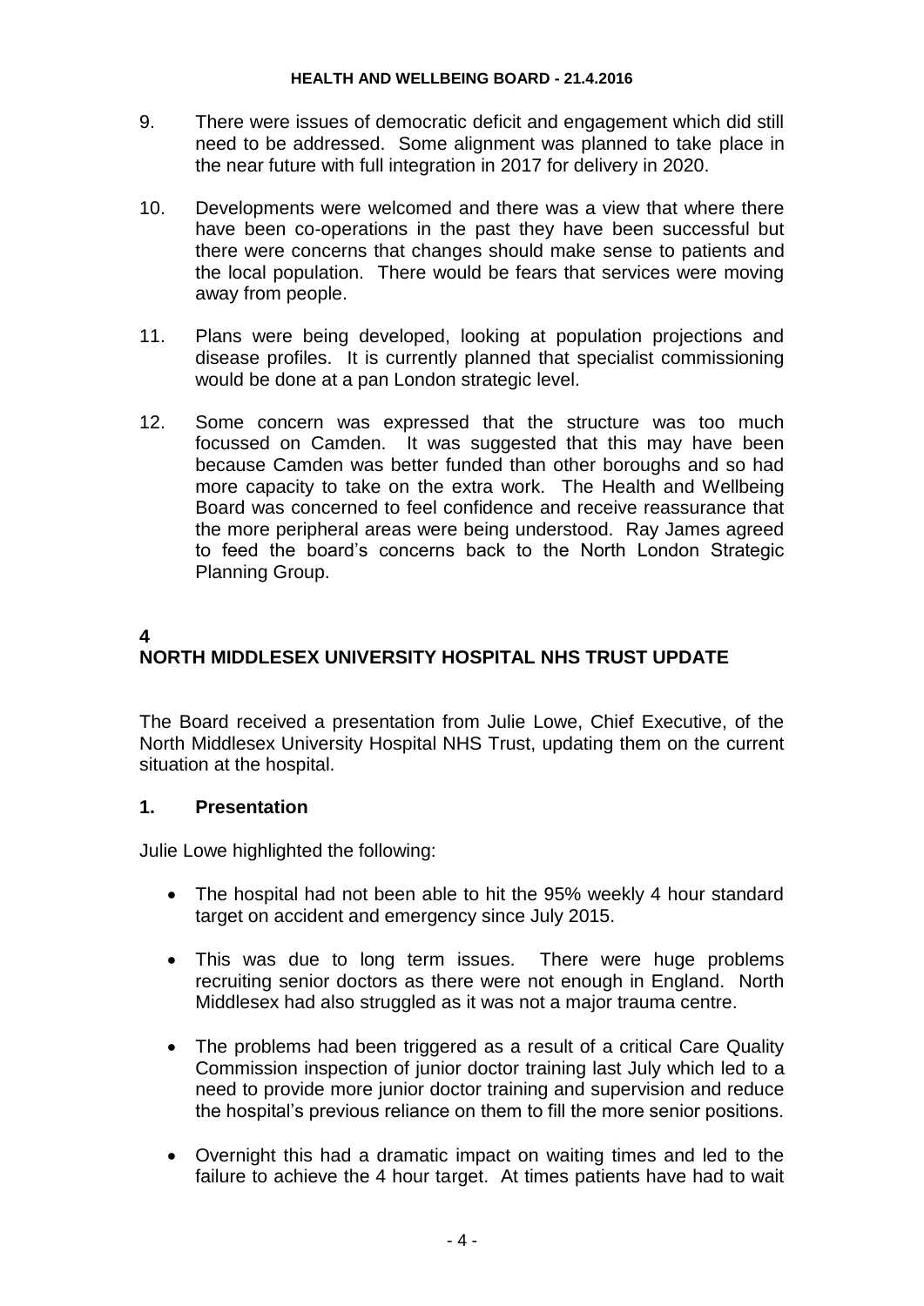9. There were issues of democratic deficit and engagement which did still need to be addressed. Some alignment was planned to take place in the near future with full integration in 2017 for delivery in 2020.

10. Developments were welcomed and there was a view that where there have been co-operations in the past they have been successful but there were concerns that changes should make sense to patients and the local population. There would be fears that services were moving away from people.

11. Plans were being developed, looking at population projections and disease profiles. It is currently planned that specialist commissioning would be done at a pan London strategic level.

12. Some concern was expressed that the structure was too much focussed on Camden. It was suggested that this may have been because Camden was better funded than other boroughs and so had more capacity to take on the extra work. The Health and Wellbeing Board was concerned to feel confidence and receive reassurance that the more peripheral areas were being understood. Ray James agreed to feed the board's concerns back to the North London Strategic Planning Group.

## 4
## NORTH MIDDLESEX UNIVERSITY HOSPITAL NHS TRUST UPDATE

The Board received a presentation from Julie Lowe, Chief Executive, of the North Middlesex University Hospital NHS Trust, updating them on the current situation at the hospital.

### 1. Presentation

Julie Lowe highlighted the following:

- The hospital had not been able to hit the 95% weekly 4 hour standard target on accident and emergency since July 2015.
- This was due to long term issues. There were huge problems recruiting senior doctors as there were not enough in England. North Middlesex had also struggled as it was not a major trauma centre.
- The problems had been triggered as a result of a critical Care Quality Commission inspection of junior doctor training last July which led to a need to provide more junior doctor training and supervision and reduce the hospital's previous reliance on them to fill the more senior positions.
- Overnight this had a dramatic impact on waiting times and led to the failure to achieve the 4 hour target. At times patients have had to wait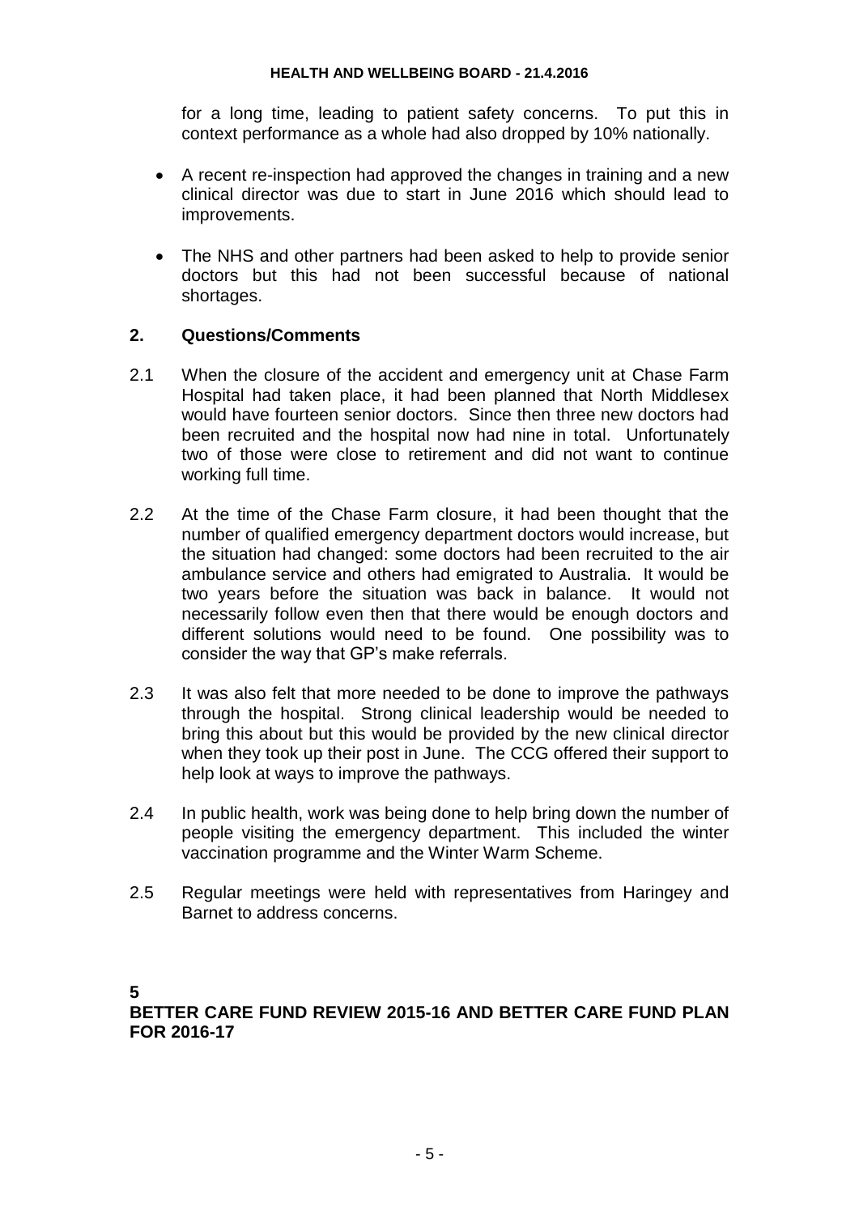for a long time, leading to patient safety concerns. To put this in context performance as a whole had also dropped by 10% nationally.

- A recent re-inspection had approved the changes in training and a new clinical director was due to start in June 2016 which should lead to improvements.
- The NHS and other partners had been asked to help to provide senior doctors but this had not been successful because of national shortages.

## 2. Questions/Comments

2.1 When the closure of the accident and emergency unit at Chase Farm Hospital had taken place, it had been planned that North Middlesex would have fourteen senior doctors. Since then three new doctors had been recruited and the hospital now had nine in total. Unfortunately two of those were close to retirement and did not want to continue working full time.

2.2 At the time of the Chase Farm closure, it had been thought that the number of qualified emergency department doctors would increase, but the situation had changed: some doctors had been recruited to the air ambulance service and others had emigrated to Australia. It would be two years before the situation was back in balance. It would not necessarily follow even then that there would be enough doctors and different solutions would need to be found. One possibility was to consider the way that GP's make referrals.

2.3 It was also felt that more needed to be done to improve the pathways through the hospital. Strong clinical leadership would be needed to bring this about but this would be provided by the new clinical director when they took up their post in June. The CCG offered their support to help look at ways to improve the pathways.

2.4 In public health, work was being done to help bring down the number of people visiting the emergency department. This included the winter vaccination programme and the Winter Warm Scheme.

2.5 Regular meetings were held with representatives from Haringey and Barnet to address concerns.

# 5
# BETTER CARE FUND REVIEW 2015-16 AND BETTER CARE FUND PLAN FOR 2016-17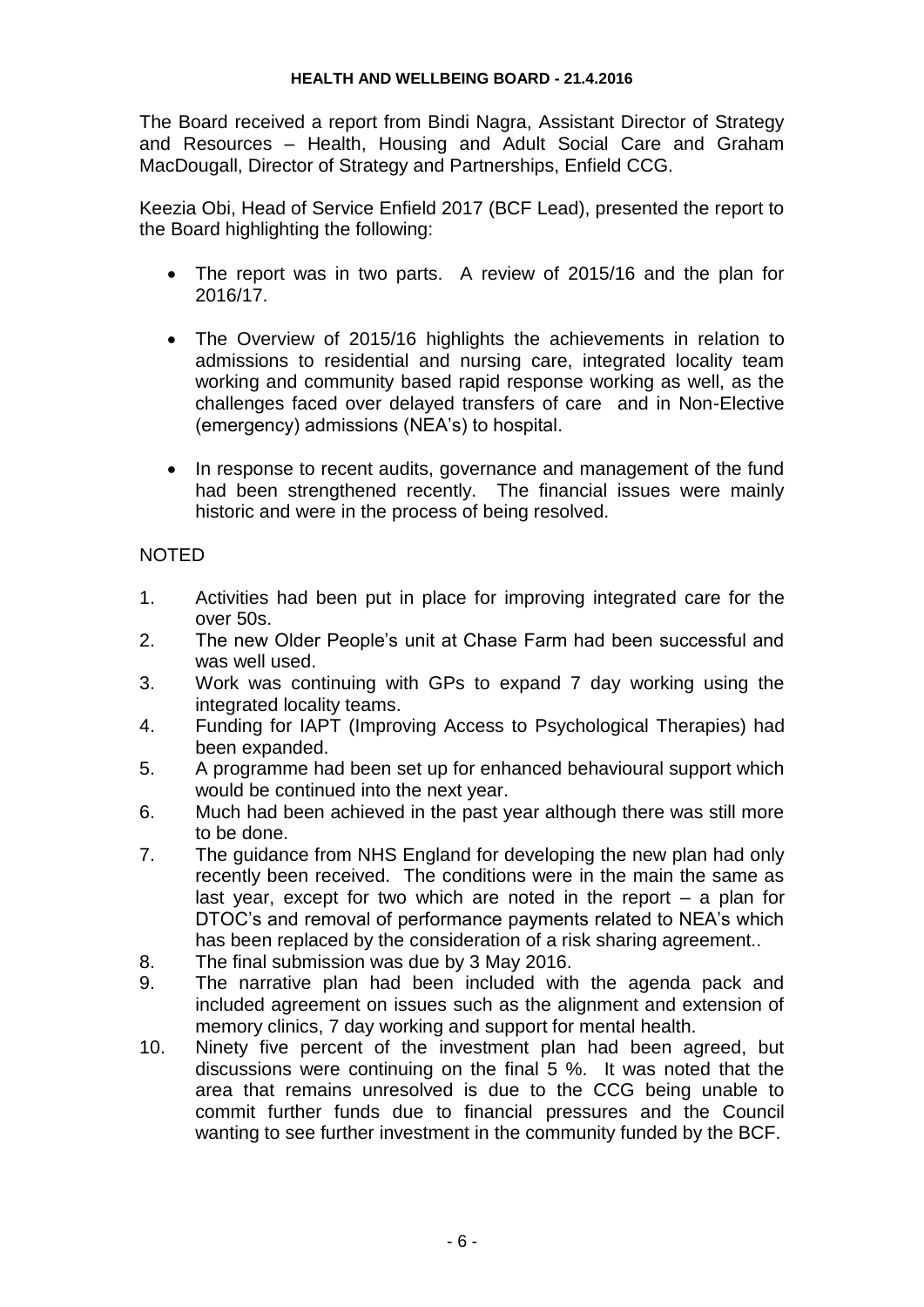The Board received a report from Bindi Nagra, Assistant Director of Strategy and Resources – Health, Housing and Adult Social Care and Graham MacDougall, Director of Strategy and Partnerships, Enfield CCG.

Keezia Obi, Head of Service Enfield 2017 (BCF Lead), presented the report to the Board highlighting the following:

- The report was in two parts. A review of 2015/16 and the plan for 2016/17.
- The Overview of 2015/16 highlights the achievements in relation to admissions to residential and nursing care, integrated locality team working and community based rapid response working as well, as the challenges faced over delayed transfers of care and in Non-Elective (emergency) admissions (NEA's) to hospital.
- In response to recent audits, governance and management of the fund had been strengthened recently. The financial issues were mainly historic and were in the process of being resolved.

NOTED

1. Activities had been put in place for improving integrated care for the over 50s.
2. The new Older People's unit at Chase Farm had been successful and was well used.
3. Work was continuing with GPs to expand 7 day working using the integrated locality teams.
4. Funding for IAPT (Improving Access to Psychological Therapies) had been expanded.
5. A programme had been set up for enhanced behavioural support which would be continued into the next year.
6. Much had been achieved in the past year although there was still more to be done.
7. The guidance from NHS England for developing the new plan had only recently been received. The conditions were in the main the same as last year, except for two which are noted in the report – a plan for DTOC's and removal of performance payments related to NEA's which has been replaced by the consideration of a risk sharing agreement..
8. The final submission was due by 3 May 2016.
9. The narrative plan had been included with the agenda pack and included agreement on issues such as the alignment and extension of memory clinics, 7 day working and support for mental health.
10. Ninety five percent of the investment plan had been agreed, but discussions were continuing on the final 5 %. It was noted that the area that remains unresolved is due to the CCG being unable to commit further funds due to financial pressures and the Council wanting to see further investment in the community funded by the BCF.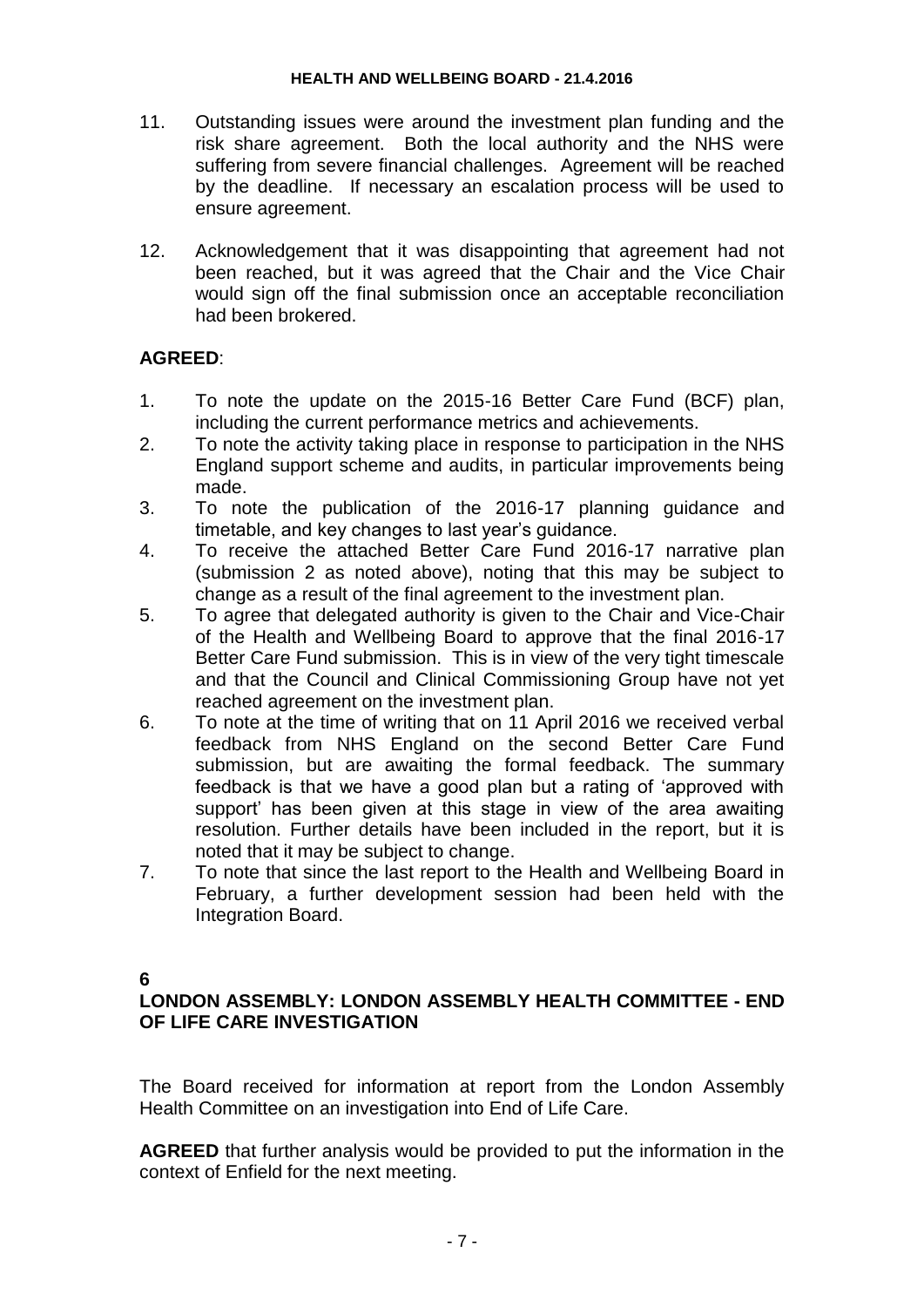11. Outstanding issues were around the investment plan funding and the risk share agreement. Both the local authority and the NHS were suffering from severe financial challenges. Agreement will be reached by the deadline. If necessary an escalation process will be used to ensure agreement.
12. Acknowledgement that it was disappointing that agreement had not been reached, but it was agreed that the Chair and the Vice Chair would sign off the final submission once an acceptable reconciliation had been brokered.

**AGREED**:

1. To note the update on the 2015-16 Better Care Fund (BCF) plan, including the current performance metrics and achievements.
2. To note the activity taking place in response to participation in the NHS England support scheme and audits, in particular improvements being made.
3. To note the publication of the 2016-17 planning guidance and timetable, and key changes to last year's guidance.
4. To receive the attached Better Care Fund 2016-17 narrative plan (submission 2 as noted above), noting that this may be subject to change as a result of the final agreement to the investment plan.
5. To agree that delegated authority is given to the Chair and Vice-Chair of the Health and Wellbeing Board to approve that the final 2016-17 Better Care Fund submission. This is in view of the very tight timescale and that the Council and Clinical Commissioning Group have not yet reached agreement on the investment plan.
6. To note at the time of writing that on 11 April 2016 we received verbal feedback from NHS England on the second Better Care Fund submission, but are awaiting the formal feedback. The summary feedback is that we have a good plan but a rating of 'approved with support' has been given at this stage in view of the area awaiting resolution. Further details have been included in the report, but it is noted that it may be subject to change.
7. To note that since the last report to the Health and Wellbeing Board in February, a further development session had been held with the Integration Board.

**6**

## LONDON ASSEMBLY: LONDON ASSEMBLY HEALTH COMMITTEE - END OF LIFE CARE INVESTIGATION

The Board received for information at report from the London Assembly Health Committee on an investigation into End of Life Care.

**AGREED** that further analysis would be provided to put the information in the context of Enfield for the next meeting.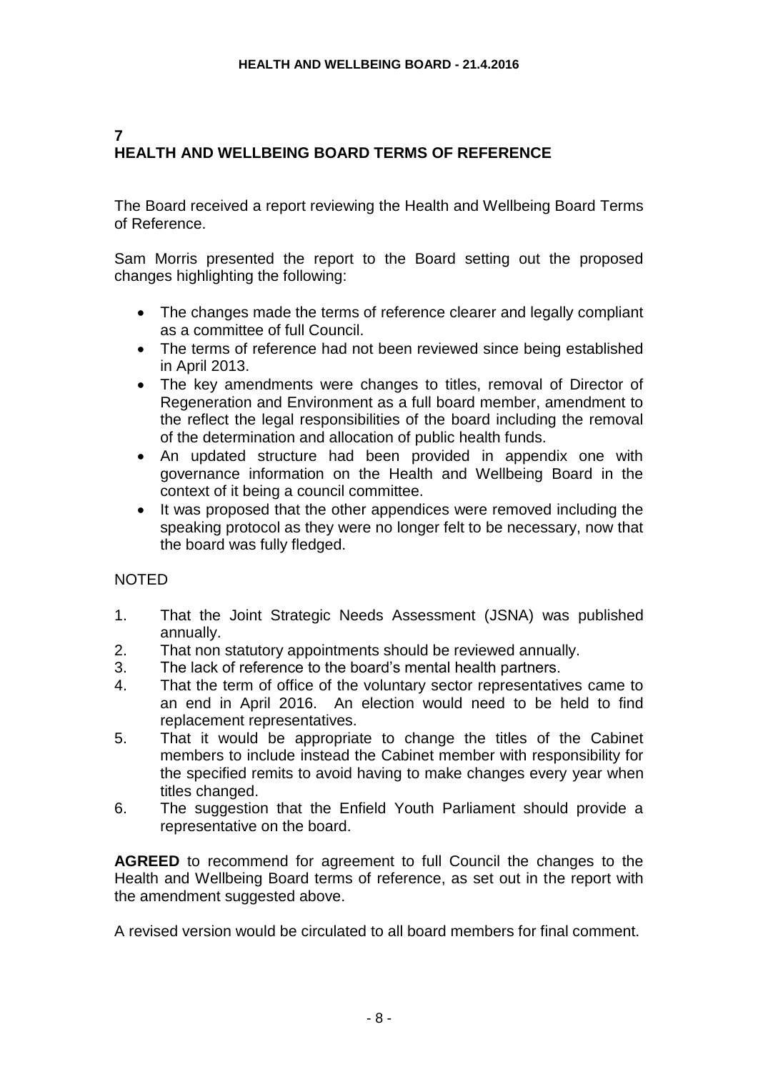## 7
## HEALTH AND WELLBEING BOARD TERMS OF REFERENCE

The Board received a report reviewing the Health and Wellbeing Board Terms of Reference.

Sam Morris presented the report to the Board setting out the proposed changes highlighting the following:

- The changes made the terms of reference clearer and legally compliant as a committee of full Council.
- The terms of reference had not been reviewed since being established in April 2013.
- The key amendments were changes to titles, removal of Director of Regeneration and Environment as a full board member, amendment to the reflect the legal responsibilities of the board including the removal of the determination and allocation of public health funds.
- An updated structure had been provided in appendix one with governance information on the Health and Wellbeing Board in the context of it being a council committee.
- It was proposed that the other appendices were removed including the speaking protocol as they were no longer felt to be necessary, now that the board was fully fledged.

NOTED

1. That the Joint Strategic Needs Assessment (JSNA) was published annually.
2. That non statutory appointments should be reviewed annually.
3. The lack of reference to the board's mental health partners.
4. That the term of office of the voluntary sector representatives came to an end in April 2016. An election would need to be held to find replacement representatives.
5. That it would be appropriate to change the titles of the Cabinet members to include instead the Cabinet member with responsibility for the specified remits to avoid having to make changes every year when titles changed.
6. The suggestion that the Enfield Youth Parliament should provide a representative on the board.

**AGREED** to recommend for agreement to full Council the changes to the Health and Wellbeing Board terms of reference, as set out in the report with the amendment suggested above.

A revised version would be circulated to all board members for final comment.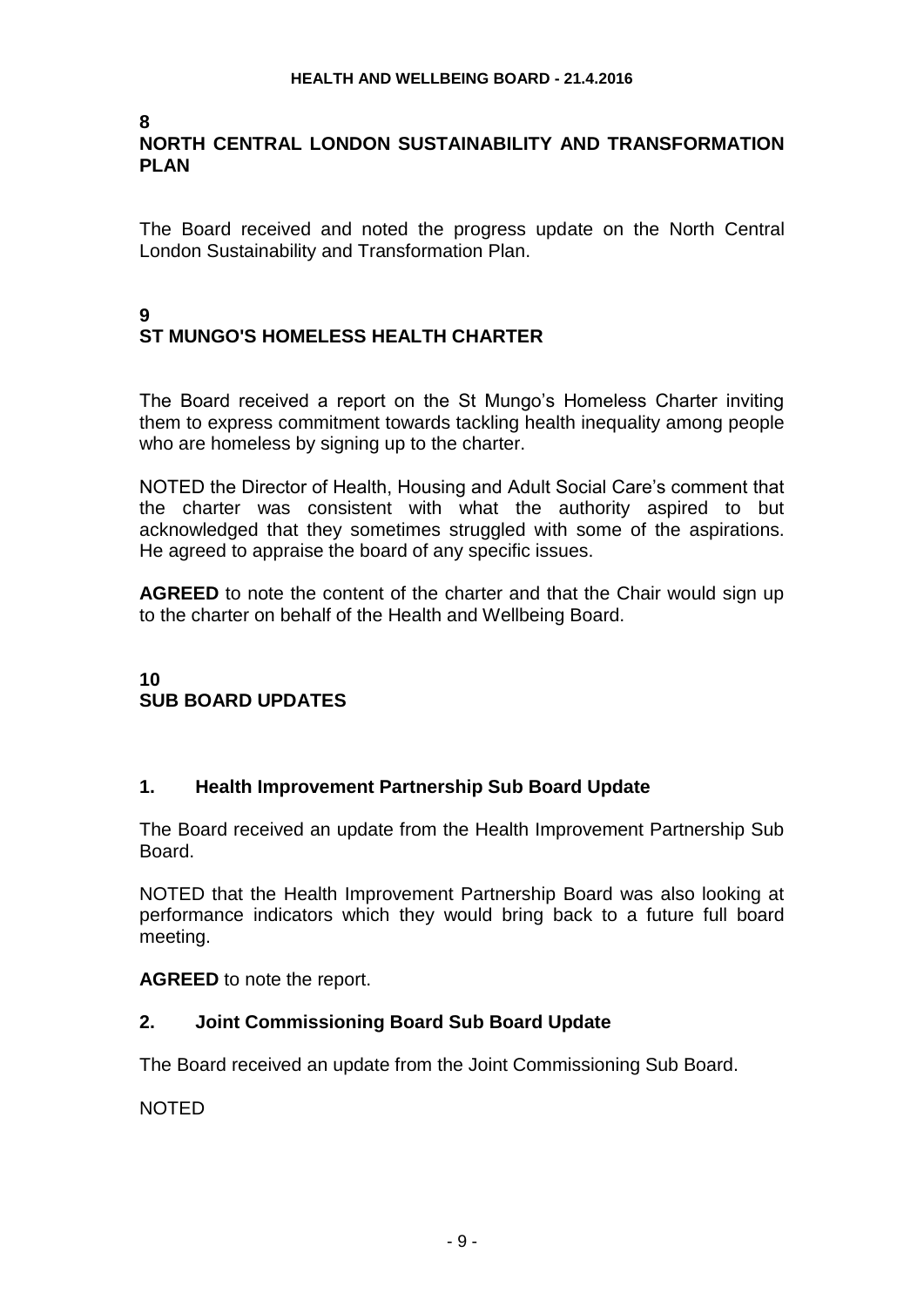## 8
## NORTH CENTRAL LONDON SUSTAINABILITY AND TRANSFORMATION PLAN

The Board received and noted the progress update on the North Central London Sustainability and Transformation Plan.

## 9
## ST MUNGO'S HOMELESS HEALTH CHARTER

The Board received a report on the St Mungo's Homeless Charter inviting them to express commitment towards tackling health inequality among people who are homeless by signing up to the charter.

NOTED the Director of Health, Housing and Adult Social Care's comment that the charter was consistent with what the authority aspired to but acknowledged that they sometimes struggled with some of the aspirations. He agreed to appraise the board of any specific issues.

**AGREED** to note the content of the charter and that the Chair would sign up to the charter on behalf of the Health and Wellbeing Board.

## 10
## SUB BOARD UPDATES

### 1. Health Improvement Partnership Sub Board Update

The Board received an update from the Health Improvement Partnership Sub Board.

NOTED that the Health Improvement Partnership Board was also looking at performance indicators which they would bring back to a future full board meeting.

**AGREED** to note the report.

### 2. Joint Commissioning Board Sub Board Update

The Board received an update from the Joint Commissioning Sub Board.

NOTED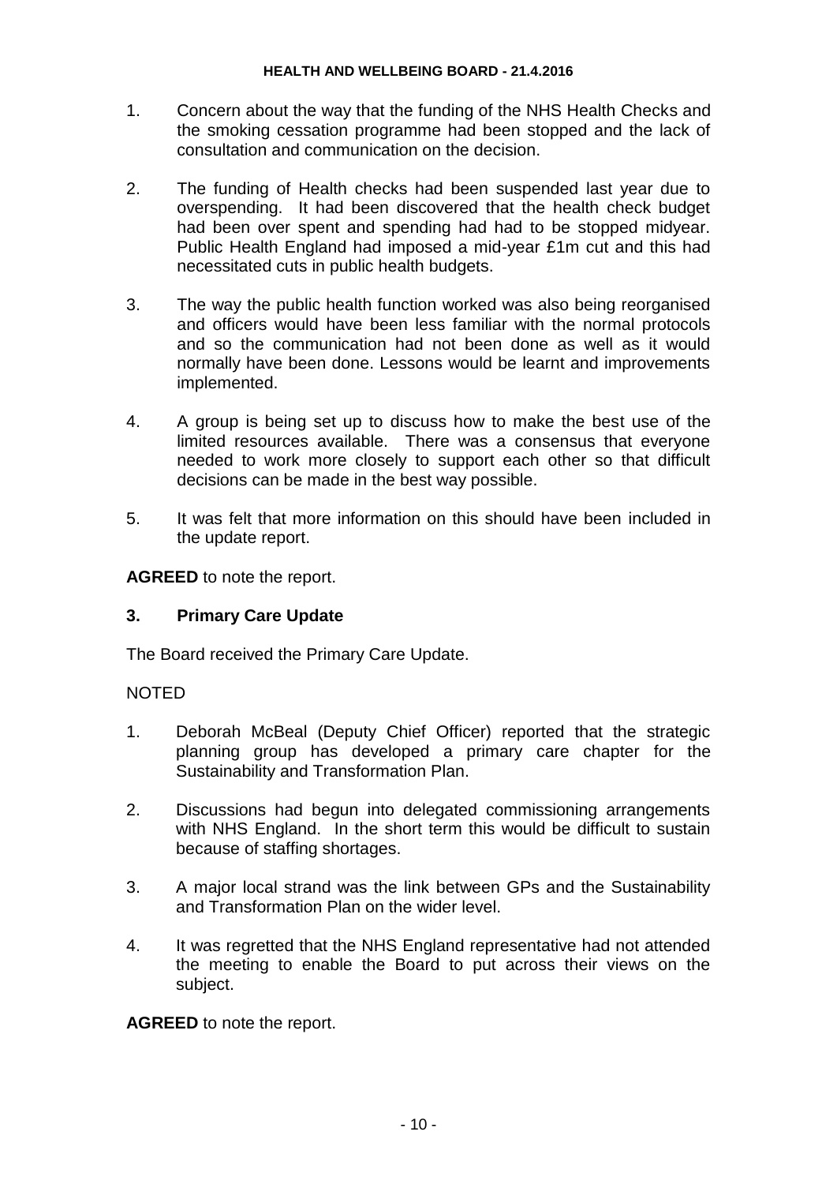1. Concern about the way that the funding of the NHS Health Checks and the smoking cessation programme had been stopped and the lack of consultation and communication on the decision.

2. The funding of Health checks had been suspended last year due to overspending. It had been discovered that the health check budget had been over spent and spending had had to be stopped midyear. Public Health England had imposed a mid-year £1m cut and this had necessitated cuts in public health budgets.

3. The way the public health function worked was also being reorganised and officers would have been less familiar with the normal protocols and so the communication had not been done as well as it would normally have been done. Lessons would be learnt and improvements implemented.

4. A group is being set up to discuss how to make the best use of the limited resources available. There was a consensus that everyone needed to work more closely to support each other so that difficult decisions can be made in the best way possible.

5. It was felt that more information on this should have been included in the update report.

**AGREED** to note the report.

### 3. Primary Care Update

The Board received the Primary Care Update.

NOTED

1. Deborah McBeal (Deputy Chief Officer) reported that the strategic planning group has developed a primary care chapter for the Sustainability and Transformation Plan.

2. Discussions had begun into delegated commissioning arrangements with NHS England. In the short term this would be difficult to sustain because of staffing shortages.

3. A major local strand was the link between GPs and the Sustainability and Transformation Plan on the wider level.

4. It was regretted that the NHS England representative had not attended the meeting to enable the Board to put across their views on the subject.

**AGREED** to note the report.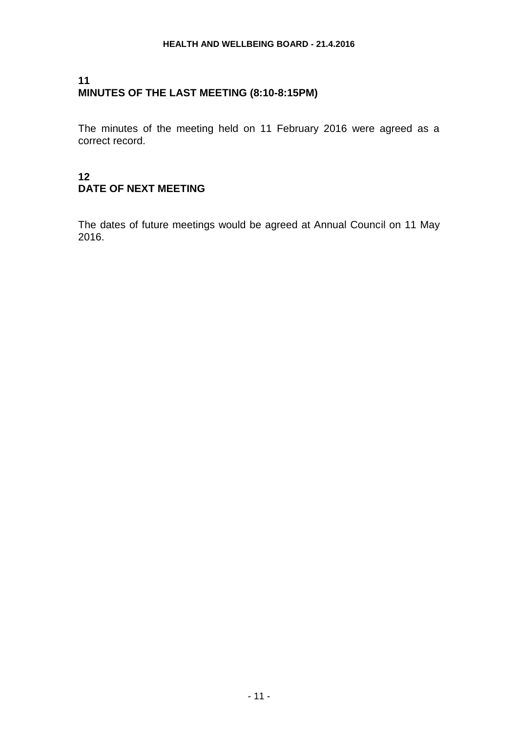## 11
## MINUTES OF THE LAST MEETING (8:10-8:15PM)

The minutes of the meeting held on 11 February 2016 were agreed as a correct record.

## 12
## DATE OF NEXT MEETING

The dates of future meetings would be agreed at Annual Council on 11 May 2016.